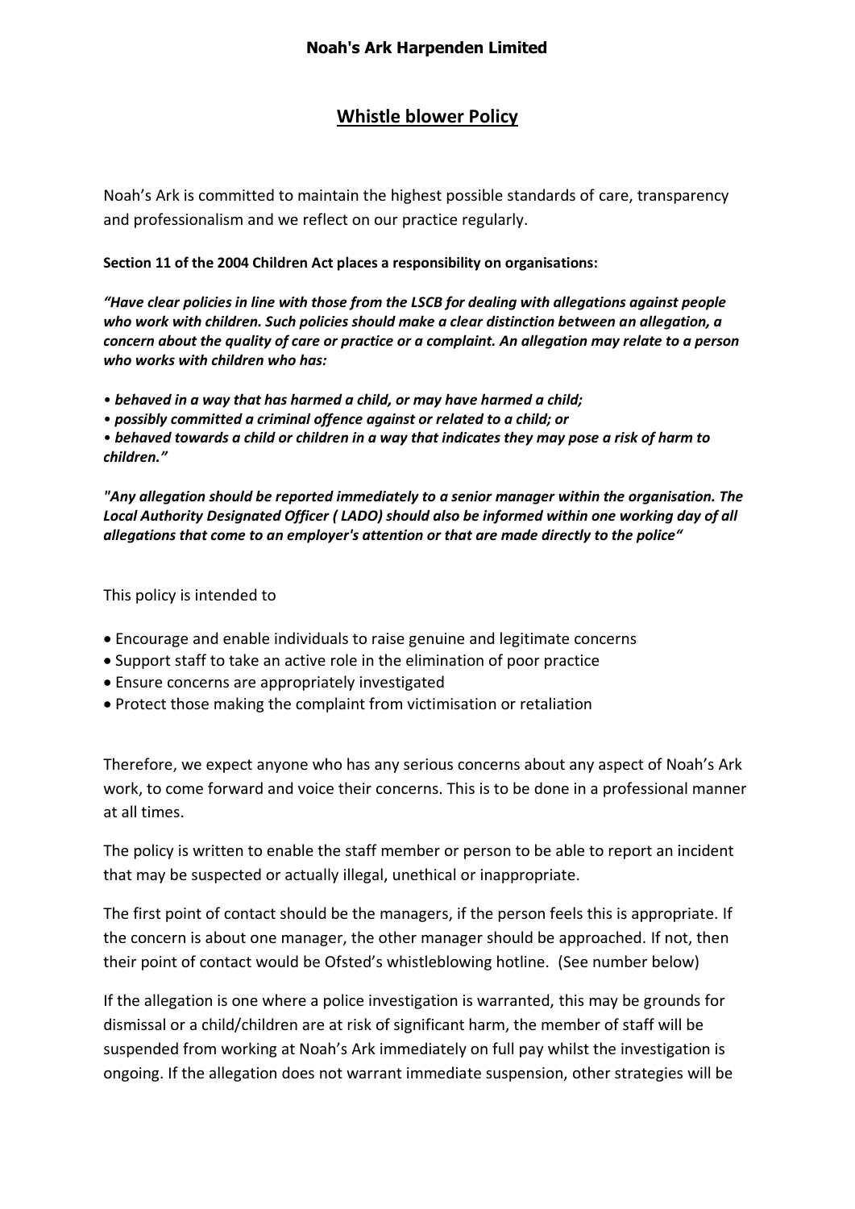**Noah's Ark Harpenden Limited**

# Whistle blower Policy

Noah's Ark is committed to maintain the highest possible standards of care, transparency and professionalism and we reflect on our practice regularly.

**Section 11 of the 2004 Children Act places a responsibility on organisations:**

***"Have clear policies in line with those from the LSCB for dealing with allegations against people who work with children. Such policies should make a clear distinction between an allegation, a concern about the quality of care or practice or a complaint. An allegation may relate to a person who works with children who has:***

- ***behaved in a way that has harmed a child, or may have harmed a child;***
- ***possibly committed a criminal offence against or related to a child; or***
- ***behaved towards a child or children in a way that indicates they may pose a risk of harm to children."***

***"Any allegation should be reported immediately to a senior manager within the organisation. The Local Authority Designated Officer ( LADO) should also be informed within one working day of all allegations that come to an employer's attention or that are made directly to the police"***

This policy is intended to

- Encourage and enable individuals to raise genuine and legitimate concerns
- Support staff to take an active role in the elimination of poor practice
- Ensure concerns are appropriately investigated
- Protect those making the complaint from victimisation or retaliation

Therefore, we expect anyone who has any serious concerns about any aspect of Noah's Ark work, to come forward and voice their concerns. This is to be done in a professional manner at all times.

The policy is written to enable the staff member or person to be able to report an incident that may be suspected or actually illegal, unethical or inappropriate.

The first point of contact should be the managers, if the person feels this is appropriate. If the concern is about one manager, the other manager should be approached. If not, then their point of contact would be Ofsted's whistleblowing hotline. (See number below)

If the allegation is one where a police investigation is warranted, this may be grounds for dismissal or a child/children are at risk of significant harm, the member of staff will be suspended from working at Noah's Ark immediately on full pay whilst the investigation is ongoing. If the allegation does not warrant immediate suspension, other strategies will be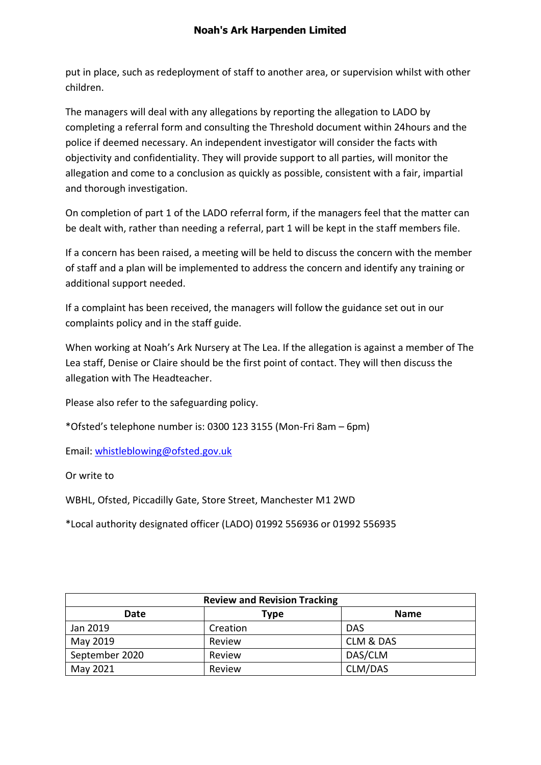put in place, such as redeployment of staff to another area, or supervision whilst with other children.

The managers will deal with any allegations by reporting the allegation to LADO by completing a referral form and consulting the Threshold document within 24hours and the police if deemed necessary. An independent investigator will consider the facts with objectivity and confidentiality. They will provide support to all parties, will monitor the allegation and come to a conclusion as quickly as possible, consistent with a fair, impartial and thorough investigation.

On completion of part 1 of the LADO referral form, if the managers feel that the matter can be dealt with, rather than needing a referral, part 1 will be kept in the staff members file.

If a concern has been raised, a meeting will be held to discuss the concern with the member of staff and a plan will be implemented to address the concern and identify any training or additional support needed.

If a complaint has been received, the managers will follow the guidance set out in our complaints policy and in the staff guide.

When working at Noah's Ark Nursery at The Lea. If the allegation is against a member of The Lea staff, Denise or Claire should be the first point of contact. They will then discuss the allegation with The Headteacher.

Please also refer to the safeguarding policy.

*Ofsted's telephone number is: 0300 123 3155 (Mon-Fri 8am – 6pm)

Email: whistleblowing@ofsted.gov.uk

Or write to

WBHL, Ofsted, Piccadilly Gate, Store Street, Manchester M1 2WD

*Local authority designated officer (LADO) 01992 556936 or 01992 556935

| Review and Revision Tracking | | |
|---|---|---|
| **Date** | **Type** | **Name** |
| Jan 2019 | Creation | DAS |
| May 2019 | Review | CLM & DAS |
| September 2020 | Review | DAS/CLM |
| May 2021 | Review | CLM/DAS |